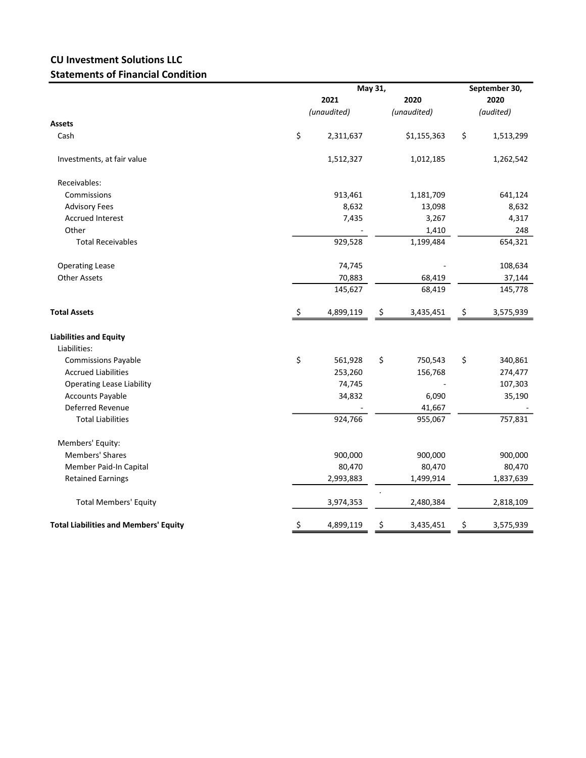**CU Investment Solutions LLC**
**Statements of Financial Condition**

| | May 31, 2021 (unaudited) | May 31, 2020 (unaudited) | September 30, 2020 (audited) |
|---|---|---|---|
| **Assets** | | | |
| Cash | $ 2,311,637 | $1,155,363 | $ 1,513,299 |
| Investments, at fair value | 1,512,327 | 1,012,185 | 1,262,542 |
| Receivables: | | | |
| Commissions | 913,461 | 1,181,709 | 641,124 |
| Advisory Fees | 8,632 | 13,098 | 8,632 |
| Accrued Interest | 7,435 | 3,267 | 4,317 |
| Other | - | 1,410 | 248 |
| Total Receivables | 929,528 | 1,199,484 | 654,321 |
| Operating Lease | 74,745 | - | 108,634 |
| Other Assets | 70,883 | 68,419 | 37,144 |
| | 145,627 | 68,419 | 145,778 |
| **Total Assets** | $ 4,899,119 | $ 3,435,451 | $ 3,575,939 |
| **Liabilities and Equity** | | | |
| Liabilities: | | | |
| Commissions Payable | $ 561,928 | $ 750,543 | $ 340,861 |
| Accrued Liabilities | 253,260 | 156,768 | 274,477 |
| Operating Lease Liability | 74,745 | - | 107,303 |
| Accounts Payable | 34,832 | 6,090 | 35,190 |
| Deferred Revenue | - | 41,667 | - |
| Total Liabilities | 924,766 | 955,067 | 757,831 |
| Members' Equity: | | | |
| Members' Shares | 900,000 | 900,000 | 900,000 |
| Member Paid-In Capital | 80,470 | 80,470 | 80,470 |
| Retained Earnings | 2,993,883 | 1,499,914 | 1,837,639 |
| Total Members' Equity | 3,974,353 | 2,480,384 | 2,818,109 |
| **Total Liabilities and Members' Equity** | $ 4,899,119 | $ 3,435,451 | $ 3,575,939 |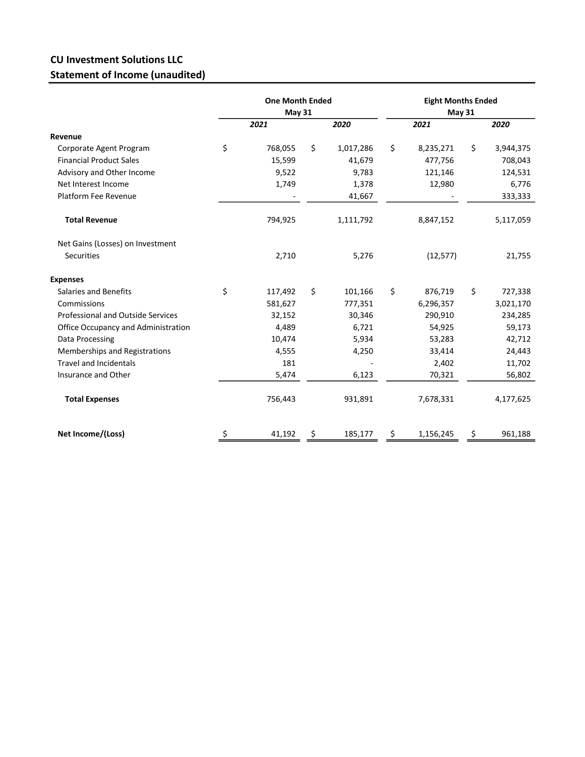# CU Investment Solutions LLC

## Statement of Income (unaudited)

| | One Month Ended May 31 | | Eight Months Ended May 31 | |
|---|---|---|---|---|
| | *2021* | *2020* | *2021* | *2020* |
| **Revenue** | | | | |
| Corporate Agent Program | $ 768,055 | $ 1,017,286 | $ 8,235,271 | $ 3,944,375 |
| Financial Product Sales | 15,599 | 41,679 | 477,756 | 708,043 |
| Advisory and Other Income | 9,522 | 9,783 | 121,146 | 124,531 |
| Net Interest Income | 1,749 | 1,378 | 12,980 | 6,776 |
| Platform Fee Revenue | - | 41,667 | - | 333,333 |
| **Total Revenue** | 794,925 | 1,111,792 | 8,847,152 | 5,117,059 |
| Net Gains (Losses) on Investment Securities | 2,710 | 5,276 | (12,577) | 21,755 |
| **Expenses** | | | | |
| Salaries and Benefits | $ 117,492 | $ 101,166 | $ 876,719 | $ 727,338 |
| Commissions | 581,627 | 777,351 | 6,296,357 | 3,021,170 |
| Professional and Outside Services | 32,152 | 30,346 | 290,910 | 234,285 |
| Office Occupancy and Administration | 4,489 | 6,721 | 54,925 | 59,173 |
| Data Processing | 10,474 | 5,934 | 53,283 | 42,712 |
| Memberships and Registrations | 4,555 | 4,250 | 33,414 | 24,443 |
| Travel and Incidentals | 181 | - | 2,402 | 11,702 |
| Insurance and Other | 5,474 | 6,123 | 70,321 | 56,802 |
| **Total Expenses** | 756,443 | 931,891 | 7,678,331 | 4,177,625 |
| **Net Income/(Loss)** | $ 41,192 | $ 185,177 | $ 1,156,245 | $ 961,188 |